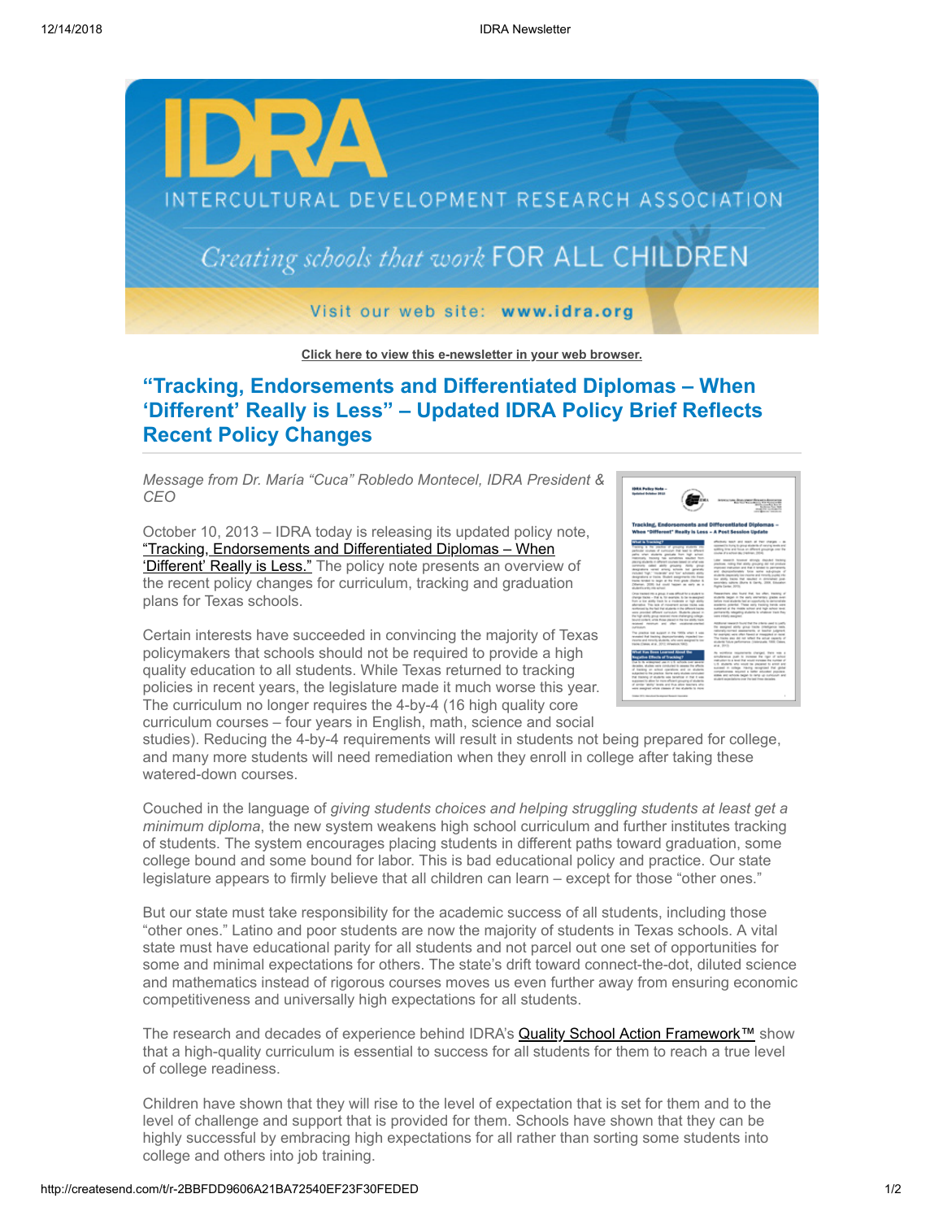Click here to view this e-newsletter in your web browser.

# "Tracking, Endorsements and Differentiated Diplomas – When 'Different' Really is Less" – Updated IDRA Policy Brief Reflects Recent Policy Changes

*Message from Dr. María "Cuca" Robledo Montecel, IDRA President & CEO*

October 10, 2013 – IDRA today is releasing its updated policy note, "Tracking, Endorsements and Differentiated Diplomas – When 'Different' Really is Less." The policy note presents an overview of the recent policy changes for curriculum, tracking and graduation plans for Texas schools.

Certain interests have succeeded in convincing the majority of Texas policymakers that schools should not be required to provide a high quality education to all students. While Texas returned to tracking policies in recent years, the legislature made it much worse this year. The curriculum no longer requires the 4-by-4 (16 high quality core curriculum courses – four years in English, math, science and social studies). Reducing the 4-by-4 requirements will result in students not being prepared for college, and many more students will need remediation when they enroll in college after taking these watered-down courses.

Couched in the language of *giving students choices and helping struggling students at least get a minimum diploma*, the new system weakens high school curriculum and further institutes tracking of students. The system encourages placing students in different paths toward graduation, some college bound and some bound for labor. This is bad educational policy and practice. Our state legislature appears to firmly believe that all children can learn – except for those "other ones."

But our state must take responsibility for the academic success of all students, including those "other ones." Latino and poor students are now the majority of students in Texas schools. A vital state must have educational parity for all students and not parcel out one set of opportunities for some and minimal expectations for others. The state's drift toward connect-the-dot, diluted science and mathematics instead of rigorous courses moves us even further away from ensuring economic competitiveness and universally high expectations for all students.

The research and decades of experience behind IDRA's Quality School Action Framework™ show that a high-quality curriculum is essential to success for all students for them to reach a true level of college readiness.

Children have shown that they will rise to the level of expectation that is set for them and to the level of challenge and support that is provided for them. Schools have shown that they can be highly successful by embracing high expectations for all rather than sorting some students into college and others into job training.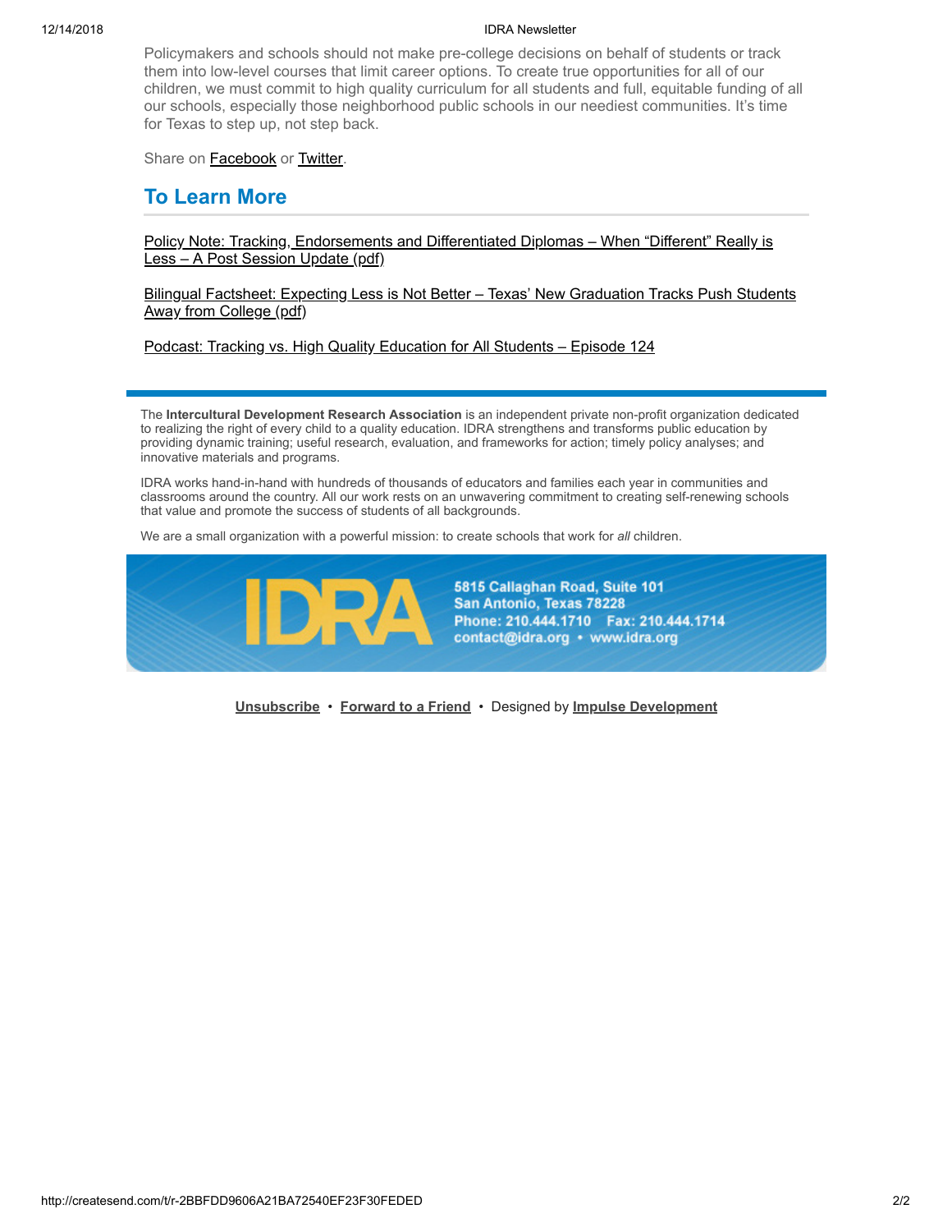Policymakers and schools should not make pre-college decisions on behalf of students or track them into low-level courses that limit career options. To create true opportunities for all of our children, we must commit to high quality curriculum for all students and full, equitable funding of all our schools, especially those neighborhood public schools in our neediest communities. It's time for Texas to step up, not step back.

Share on Facebook or Twitter.

## To Learn More

Policy Note: Tracking, Endorsements and Differentiated Diplomas – When "Different" Really is Less – A Post Session Update (pdf)

Bilingual Factsheet: Expecting Less is Not Better – Texas' New Graduation Tracks Push Students Away from College (pdf)

Podcast: Tracking vs. High Quality Education for All Students – Episode 124

The **Intercultural Development Research Association** is an independent private non-profit organization dedicated to realizing the right of every child to a quality education. IDRA strengthens and transforms public education by providing dynamic training; useful research, evaluation, and frameworks for action; timely policy analyses; and innovative materials and programs.

IDRA works hand-in-hand with hundreds of thousands of educators and families each year in communities and classrooms around the country. All our work rests on an unwavering commitment to creating self-renewing schools that value and promote the success of students of all backgrounds.

We are a small organization with a powerful mission: to create schools that work for *all* children.

IDRA

5815 Callaghan Road, Suite 101
San Antonio, Texas 78228
Phone: 210.444.1710 Fax: 210.444.1714
contact@idra.org • www.idra.org

**Unsubscribe** • **Forward to a Friend** • Designed by **Impulse Development**